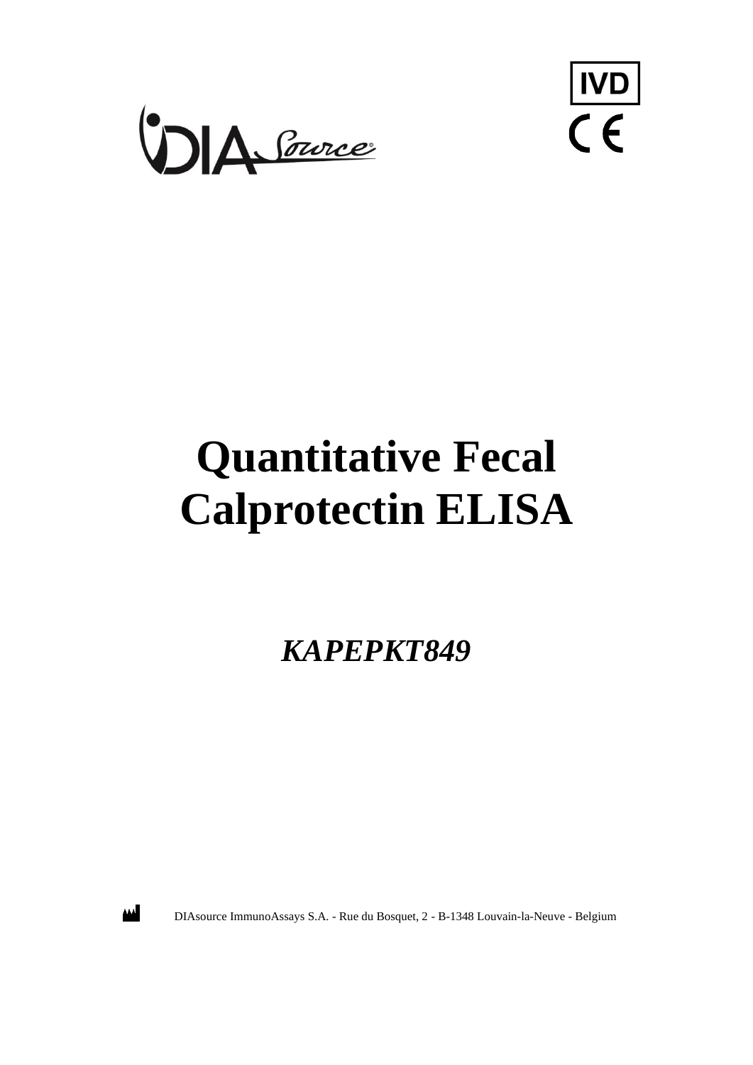IVD

CE

# Quantitative Fecal Calprotectin ELISA

***KAPEPKT849***

DIAsource ImmunoAssays S.A. - Rue du Bosquet, 2 - B-1348 Louvain-la-Neuve - Belgium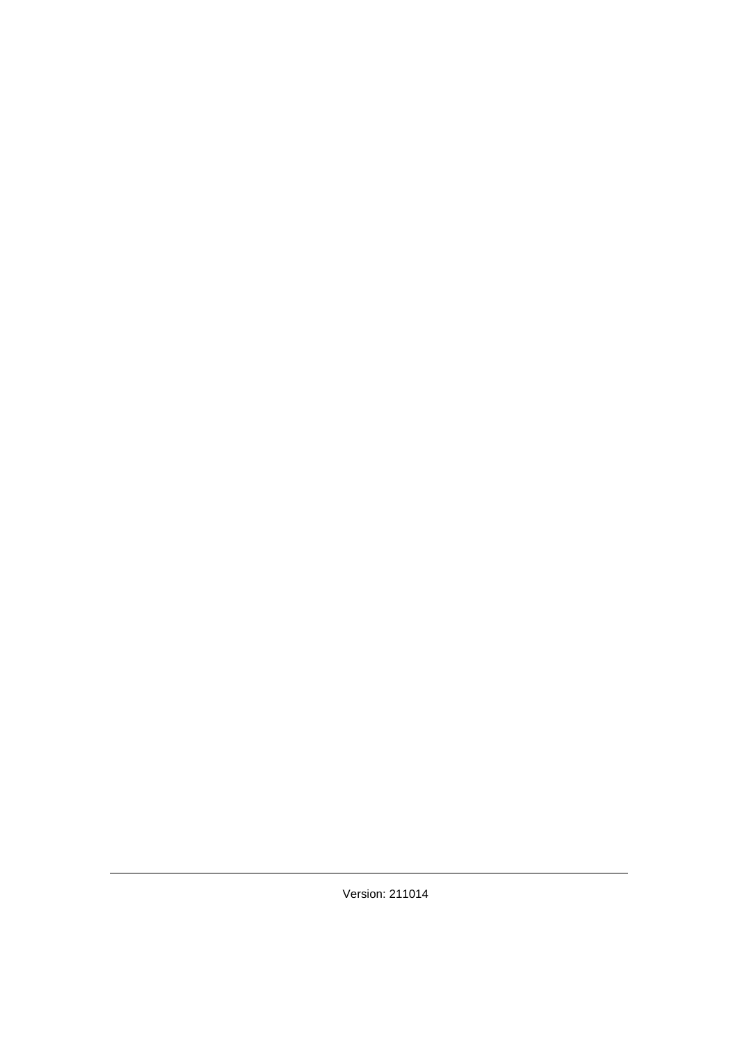Version: 211014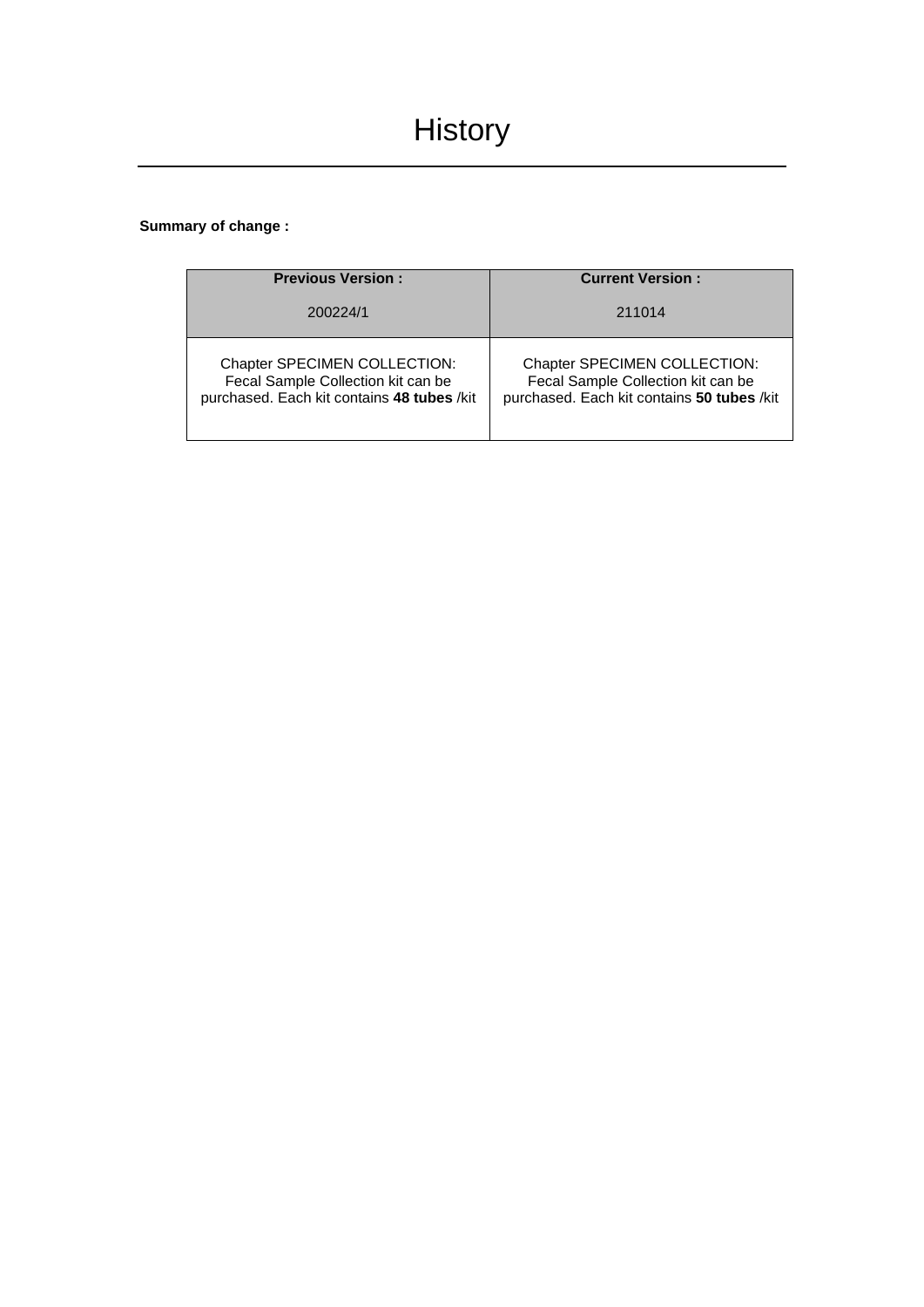# History

**Summary of change :**

| **Previous Version :**<br><br>200224/1 | **Current Version :**<br><br>211014 |
|---|---|
| Chapter SPECIMEN COLLECTION: Fecal Sample Collection kit can be purchased. Each kit contains **48 tubes** /kit | Chapter SPECIMEN COLLECTION: Fecal Sample Collection kit can be purchased. Each kit contains **50 tubes** /kit |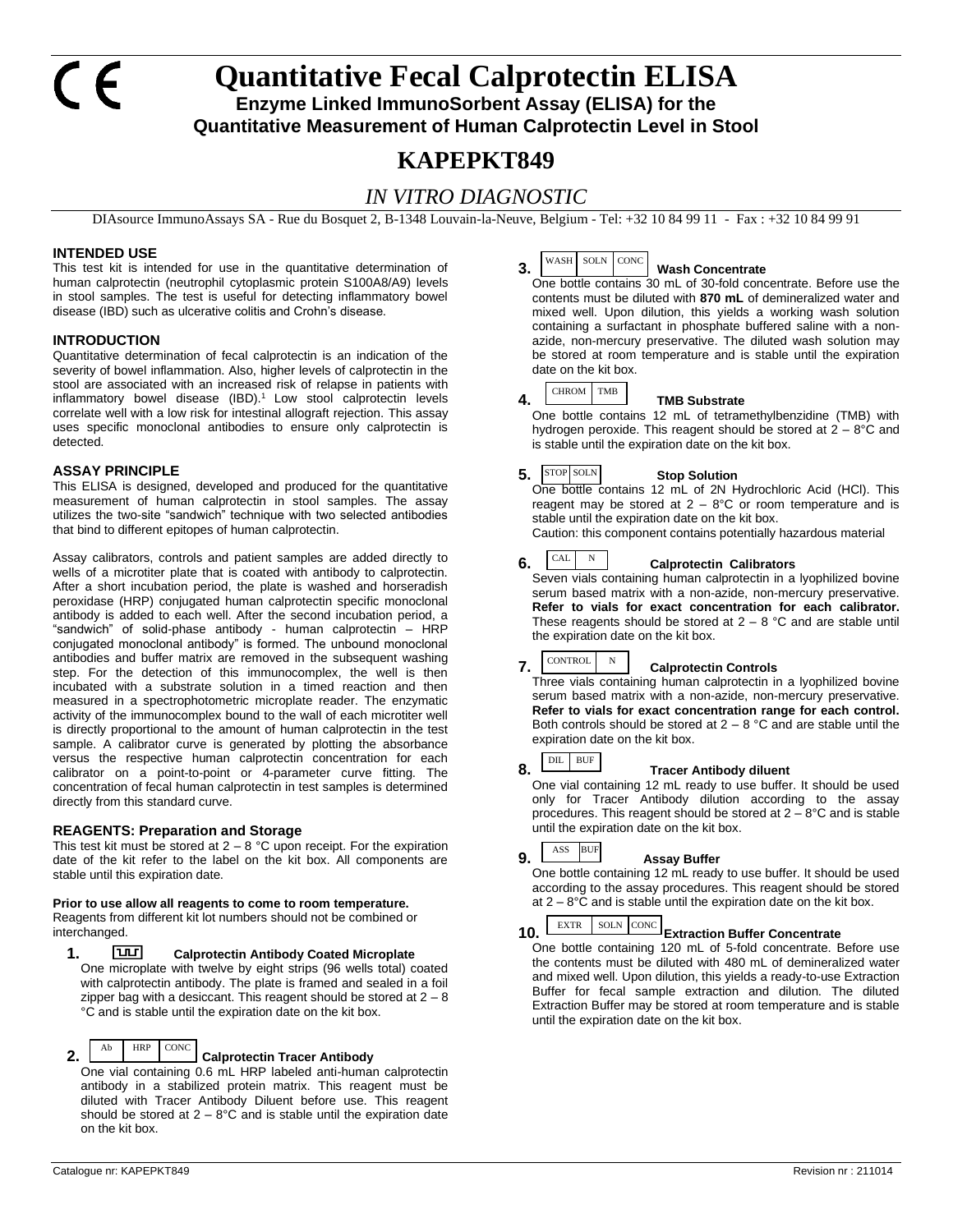CE

# Quantitative Fecal Calprotectin ELISA

**Enzyme Linked ImmunoSorbent Assay (ELISA) for the Quantitative Measurement of Human Calprotectin Level in Stool**

# KAPEPKT849

*IN VITRO DIAGNOSTIC*

DIAsource ImmunoAssays SA - Rue du Bosquet 2, B-1348 Louvain-la-Neuve, Belgium - Tel: +32 10 84 99 11 - Fax : +32 10 84 99 91

## INTENDED USE

This test kit is intended for use in the quantitative determination of human calprotectin (neutrophil cytoplasmic protein S100A8/A9) levels in stool samples. The test is useful for detecting inflammatory bowel disease (IBD) such as ulcerative colitis and Crohn's disease.

## INTRODUCTION

Quantitative determination of fecal calprotectin is an indication of the severity of bowel inflammation. Also, higher levels of calprotectin in the stool are associated with an increased risk of relapse in patients with inflammatory bowel disease (IBD).[1] Low stool calprotectin levels correlate well with a low risk for intestinal allograft rejection. This assay uses specific monoclonal antibodies to ensure only calprotectin is detected.

## ASSAY PRINCIPLE

This ELISA is designed, developed and produced for the quantitative measurement of human calprotectin in stool samples. The assay utilizes the two-site "sandwich" technique with two selected antibodies that bind to different epitopes of human calprotectin.

Assay calibrators, controls and patient samples are added directly to wells of a microtiter plate that is coated with antibody to calprotectin. After a short incubation period, the plate is washed and horseradish peroxidase (HRP) conjugated human calprotectin specific monoclonal antibody is added to each well. After the second incubation period, a "sandwich" of solid-phase antibody - human calprotectin – HRP conjugated monoclonal antibody" is formed. The unbound monoclonal antibodies and buffer matrix are removed in the subsequent washing step. For the detection of this immunocomplex, the well is then incubated with a substrate solution in a timed reaction and then measured in a spectrophotometric microplate reader. The enzymatic activity of the immunocomplex bound to the wall of each microtiter well is directly proportional to the amount of human calprotectin in the test sample. A calibrator curve is generated by plotting the absorbance versus the respective human calprotectin concentration for each calibrator on a point-to-point or 4-parameter curve fitting. The concentration of fecal human calprotectin in test samples is determined directly from this standard curve.

## REAGENTS: Preparation and Storage

This test kit must be stored at 2 – 8 °C upon receipt. For the expiration date of the kit refer to the label on the kit box. All components are stable until this expiration date.

**Prior to use allow all reagents to come to room temperature.**
Reagents from different kit lot numbers should not be combined or interchanged.

1. **Calprotectin Antibody Coated Microplate**
One microplate with twelve by eight strips (96 wells total) coated with calprotectin antibody. The plate is framed and sealed in a foil zipper bag with a desiccant. This reagent should be stored at 2 – 8 °C and is stable until the expiration date on the kit box.

2. Ab | HRP | CONC **Calprotectin Tracer Antibody**
One vial containing 0.6 mL HRP labeled anti-human calprotectin antibody in a stabilized protein matrix. This reagent must be diluted with Tracer Antibody Diluent before use. This reagent should be stored at 2 – 8°C and is stable until the expiration date on the kit box.

3. WASH | SOLN | CONC **Wash Concentrate**
One bottle contains 30 mL of 30-fold concentrate. Before use the contents must be diluted with **870 mL** of demineralized water and mixed well. Upon dilution, this yields a working wash solution containing a surfactant in phosphate buffered saline with a non-azide, non-mercury preservative. The diluted wash solution may be stored at room temperature and is stable until the expiration date on the kit box.

4. CHROM | TMB **TMB Substrate**
One bottle contains 12 mL of tetramethylbenzidine (TMB) with hydrogen peroxide. This reagent should be stored at 2 – 8°C and is stable until the expiration date on the kit box.

5. STOP | SOLN **Stop Solution**
One bottle contains 12 mL of 2N Hydrochloric Acid (HCl). This reagent may be stored at 2 – 8°C or room temperature and is stable until the expiration date on the kit box.
Caution: this component contains potentially hazardous material

6. CAL | N **Calprotectin Calibrators**
Seven vials containing human calprotectin in a lyophilized bovine serum based matrix with a non-azide, non-mercury preservative. **Refer to vials for exact concentration for each calibrator.** These reagents should be stored at 2 – 8 °C and are stable until the expiration date on the kit box.

7. CONTROL | N **Calprotectin Controls**
Three vials containing human calprotectin in a lyophilized bovine serum based matrix with a non-azide, non-mercury preservative. **Refer to vials for exact concentration range for each control.** Both controls should be stored at 2 – 8 °C and are stable until the expiration date on the kit box.

8. DIL | BUF **Tracer Antibody diluent**
One vial containing 12 mL ready to use buffer. It should be used only for Tracer Antibody dilution according to the assay procedures. This reagent should be stored at 2 – 8°C and is stable until the expiration date on the kit box.

9. ASS | BUF **Assay Buffer**
One bottle containing 12 mL ready to use buffer. It should be used according to the assay procedures. This reagent should be stored at 2 – 8°C and is stable until the expiration date on the kit box.

10. EXTR | SOLN | CONC **Extraction Buffer Concentrate**
One bottle containing 120 mL of 5-fold concentrate. Before use the contents must be diluted with 480 mL of demineralized water and mixed well. Upon dilution, this yields a ready-to-use Extraction Buffer for fecal sample extraction and dilution. The diluted Extraction Buffer may be stored at room temperature and is stable until the expiration date on the kit box.

Catalogue nr: KAPEPKT849 Revision nr : 211014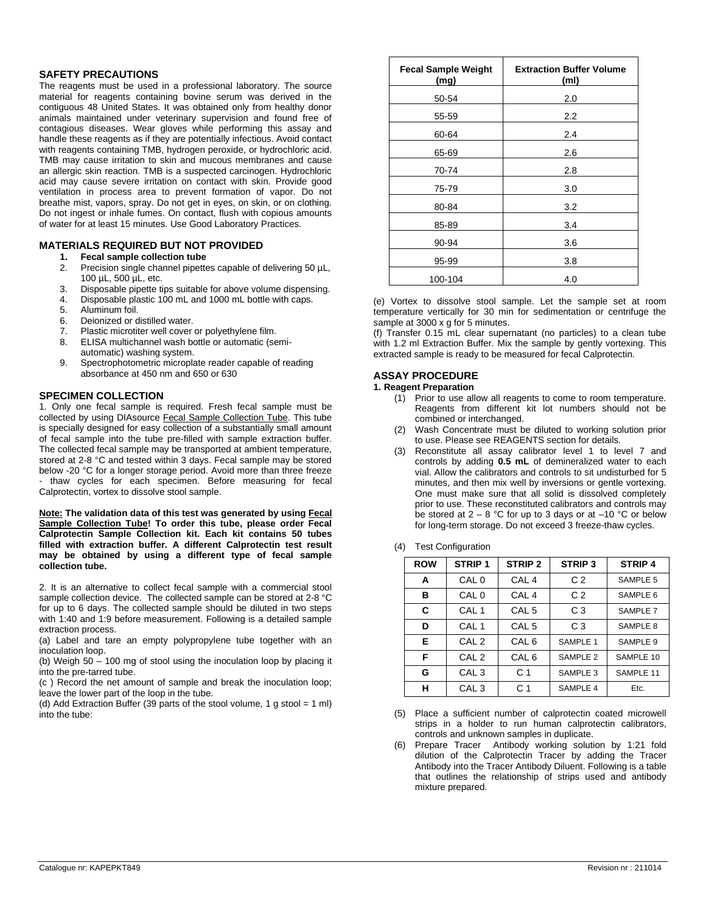## SAFETY PRECAUTIONS

The reagents must be used in a professional laboratory. The source material for reagents containing bovine serum was derived in the contiguous 48 United States. It was obtained only from healthy donor animals maintained under veterinary supervision and found free of contagious diseases. Wear gloves while performing this assay and handle these reagents as if they are potentially infectious. Avoid contact with reagents containing TMB, hydrogen peroxide, or hydrochloric acid. TMB may cause irritation to skin and mucous membranes and cause an allergic skin reaction. TMB is a suspected carcinogen. Hydrochloric acid may cause severe irritation on contact with skin. Provide good ventilation in process area to prevent formation of vapor. Do not breathe mist, vapors, spray. Do not get in eyes, on skin, or on clothing. Do not ingest or inhale fumes. On contact, flush with copious amounts of water for at least 15 minutes. Use Good Laboratory Practices.

## MATERIALS REQUIRED BUT NOT PROVIDED

1. **Fecal sample collection tube**
2. Precision single channel pipettes capable of delivering 50 µL, 100 µL, 500 µL, etc.
3. Disposable pipette tips suitable for above volume dispensing.
4. Disposable plastic 100 mL and 1000 mL bottle with caps.
5. Aluminum foil.
6. Deionized or distilled water.
7. Plastic microtiter well cover or polyethylene film.
8. ELISA multichannel wash bottle or automatic (semi-automatic) washing system.
9. Spectrophotometric microplate reader capable of reading absorbance at 450 nm and 650 or 630

## SPECIMEN COLLECTION

1. Only one fecal sample is required. Fresh fecal sample must be collected by using DIAsource Fecal Sample Collection Tube. This tube is specially designed for easy collection of a substantially small amount of fecal sample into the tube pre-filled with sample extraction buffer. The collected fecal sample may be transported at ambient temperature, stored at 2-8 °C and tested within 3 days. Fecal sample may be stored below -20 °C for a longer storage period. Avoid more than three freeze - thaw cycles for each specimen. Before measuring for fecal Calprotectin, vortex to dissolve stool sample.

**Note: The validation data of this test was generated by using Fecal Sample Collection Tube! To order this tube, please order Fecal Calprotectin Sample Collection kit. Each kit contains 50 tubes filled with extraction buffer. A different Calprotectin test result may be obtained by using a different type of fecal sample collection tube.**

2. It is an alternative to collect fecal sample with a commercial stool sample collection device. The collected sample can be stored at 2-8 °C for up to 6 days. The collected sample should be diluted in two steps with 1:40 and 1:9 before measurement. Following is a detailed sample extraction process.

(a) Label and tare an empty polypropylene tube together with an inoculation loop.

(b) Weigh 50 – 100 mg of stool using the inoculation loop by placing it into the pre-tarred tube.

(c ) Record the net amount of sample and break the inoculation loop; leave the lower part of the loop in the tube.

(d) Add Extraction Buffer (39 parts of the stool volume, 1 g stool = 1 ml) into the tube:

| Fecal Sample Weight (mg) | Extraction Buffer Volume (ml) |
|---|---|
| 50-54 | 2.0 |
| 55-59 | 2.2 |
| 60-64 | 2.4 |
| 65-69 | 2.6 |
| 70-74 | 2.8 |
| 75-79 | 3.0 |
| 80-84 | 3.2 |
| 85-89 | 3.4 |
| 90-94 | 3.6 |
| 95-99 | 3.8 |
| 100-104 | 4.0 |

(e) Vortex to dissolve stool sample. Let the sample set at room temperature vertically for 30 min for sedimentation or centrifuge the sample at 3000 x g for 5 minutes.

(f) Transfer 0.15 mL clear supernatant (no particles) to a clean tube with 1.2 ml Extraction Buffer. Mix the sample by gently vortexing. This extracted sample is ready to be measured for fecal Calprotectin.

## ASSAY PROCEDURE

### 1. Reagent Preparation

(1) Prior to use allow all reagents to come to room temperature. Reagents from different kit lot numbers should not be combined or interchanged.

(2) Wash Concentrate must be diluted to working solution prior to use. Please see REAGENTS section for details.

(3) Reconstitute all assay calibrator level 1 to level 7 and controls by adding **0.5 mL** of demineralized water to each vial. Allow the calibrators and controls to sit undisturbed for 5 minutes, and then mix well by inversions or gentle vortexing. One must make sure that all solid is dissolved completely prior to use. These reconstituted calibrators and controls may be stored at 2 – 8 °C for up to 3 days or at –10 °C or below for long-term storage. Do not exceed 3 freeze-thaw cycles.

(4) Test Configuration

| ROW | STRIP 1 | STRIP 2 | STRIP 3 | STRIP 4 |
|---|---|---|---|---|
| A | CAL 0 | CAL 4 | C 2 | SAMPLE 5 |
| B | CAL 0 | CAL 4 | C 2 | SAMPLE 6 |
| C | CAL 1 | CAL 5 | C 3 | SAMPLE 7 |
| D | CAL 1 | CAL 5 | C 3 | SAMPLE 8 |
| E | CAL 2 | CAL 6 | SAMPLE 1 | SAMPLE 9 |
| F | CAL 2 | CAL 6 | SAMPLE 2 | SAMPLE 10 |
| G | CAL 3 | C 1 | SAMPLE 3 | SAMPLE 11 |
| H | CAL 3 | C 1 | SAMPLE 4 | Etc. |

(5) Place a sufficient number of calprotectin coated microwell strips in a holder to run human calprotectin calibrators, controls and unknown samples in duplicate.

(6) Prepare Tracer Antibody working solution by 1:21 fold dilution of the Calprotectin Tracer by adding the Tracer Antibody into the Tracer Antibody Diluent. Following is a table that outlines the relationship of strips used and antibody mixture prepared.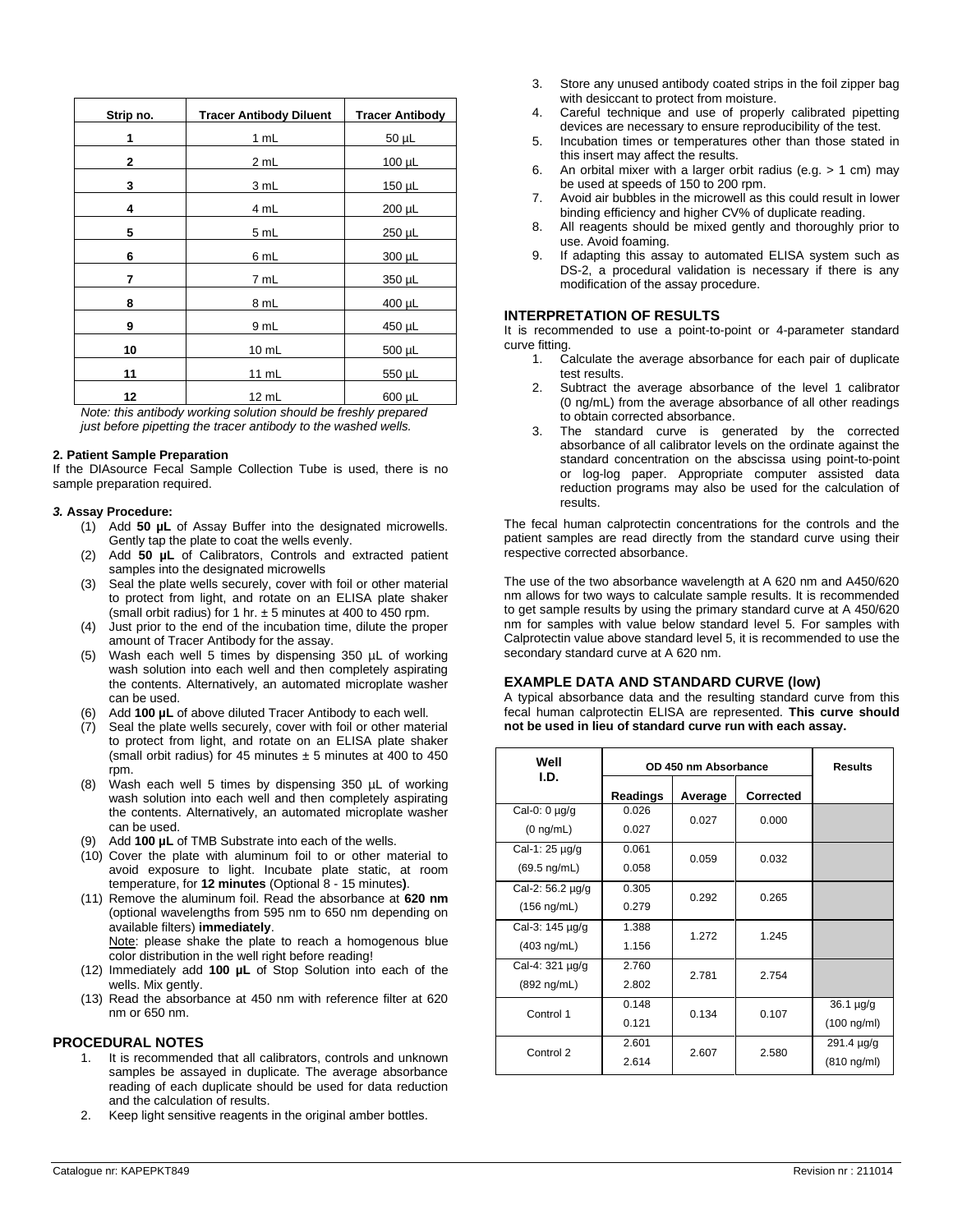| Strip no. | Tracer Antibody Diluent | Tracer Antibody |
|---|---|---|
| 1 | 1 mL | 50 µL |
| 2 | 2 mL | 100 µL |
| 3 | 3 mL | 150 µL |
| 4 | 4 mL | 200 µL |
| 5 | 5 mL | 250 µL |
| 6 | 6 mL | 300 µL |
| 7 | 7 mL | 350 µL |
| 8 | 8 mL | 400 µL |
| 9 | 9 mL | 450 µL |
| 10 | 10 mL | 500 µL |
| 11 | 11 mL | 550 µL |
| 12 | 12 mL | 600 µL |

*Note: this antibody working solution should be freshly prepared just before pipetting the tracer antibody to the washed wells.*

**2. Patient Sample Preparation**

If the DIAsource Fecal Sample Collection Tube is used, there is no sample preparation required.

***3.* Assay Procedure:**

(1) Add **50 µL** of Assay Buffer into the designated microwells. Gently tap the plate to coat the wells evenly.

(2) Add **50 µL** of Calibrators, Controls and extracted patient samples into the designated microwells

(3) Seal the plate wells securely, cover with foil or other material to protect from light, and rotate on an ELISA plate shaker (small orbit radius) for 1 hr. ± 5 minutes at 400 to 450 rpm.

(4) Just prior to the end of the incubation time, dilute the proper amount of Tracer Antibody for the assay.

(5) Wash each well 5 times by dispensing 350 µL of working wash solution into each well and then completely aspirating the contents. Alternatively, an automated microplate washer can be used.

(6) Add **100 µL** of above diluted Tracer Antibody to each well.

(7) Seal the plate wells securely, cover with foil or other material to protect from light, and rotate on an ELISA plate shaker (small orbit radius) for 45 minutes ± 5 minutes at 400 to 450 rpm.

(8) Wash each well 5 times by dispensing 350 µL of working wash solution into each well and then completely aspirating the contents. Alternatively, an automated microplate washer can be used.

(9) Add **100 µL** of TMB Substrate into each of the wells.

(10) Cover the plate with aluminum foil to or other material to avoid exposure to light. Incubate plate static, at room temperature, for **12 minutes** (Optional 8 - 15 minutes**)**.

(11) Remove the aluminum foil. Read the absorbance at **620 nm** (optional wavelengths from 595 nm to 650 nm depending on available filters) **immediately**.
Note: please shake the plate to reach a homogenous blue color distribution in the well right before reading!

(12) Immediately add **100 µL** of Stop Solution into each of the wells. Mix gently.

(13) Read the absorbance at 450 nm with reference filter at 620 nm or 650 nm.

## PROCEDURAL NOTES

1. It is recommended that all calibrators, controls and unknown samples be assayed in duplicate. The average absorbance reading of each duplicate should be used for data reduction and the calculation of results.
2. Keep light sensitive reagents in the original amber bottles.
3. Store any unused antibody coated strips in the foil zipper bag with desiccant to protect from moisture.
4. Careful technique and use of properly calibrated pipetting devices are necessary to ensure reproducibility of the test.
5. Incubation times or temperatures other than those stated in this insert may affect the results.
6. An orbital mixer with a larger orbit radius (e.g. > 1 cm) may be used at speeds of 150 to 200 rpm.
7. Avoid air bubbles in the microwell as this could result in lower binding efficiency and higher CV% of duplicate reading.
8. All reagents should be mixed gently and thoroughly prior to use. Avoid foaming.
9. If adapting this assay to automated ELISA system such as DS-2, a procedural validation is necessary if there is any modification of the assay procedure.

## INTERPRETATION OF RESULTS

It is recommended to use a point-to-point or 4-parameter standard curve fitting.

1. Calculate the average absorbance for each pair of duplicate test results.
2. Subtract the average absorbance of the level 1 calibrator (0 ng/mL) from the average absorbance of all other readings to obtain corrected absorbance.
3. The standard curve is generated by the corrected absorbance of all calibrator levels on the ordinate against the standard concentration on the abscissa using point-to-point or log-log paper. Appropriate computer assisted data reduction programs may also be used for the calculation of results.

The fecal human calprotectin concentrations for the controls and the patient samples are read directly from the standard curve using their respective corrected absorbance.

The use of the two absorbance wavelength at A 620 nm and A450/620 nm allows for two ways to calculate sample results. It is recommended to get sample results by using the primary standard curve at A 450/620 nm for samples with value below standard level 5. For samples with Calprotectin value above standard level 5, it is recommended to use the secondary standard curve at A 620 nm.

## EXAMPLE DATA AND STANDARD CURVE (low)

A typical absorbance data and the resulting standard curve from this fecal human calprotectin ELISA are represented. **This curve should not be used in lieu of standard curve run with each assay.**

| Well I.D. | OD 450 nm Absorbance | | | Results |
|---|---|---|---|---|
| | Readings | Average | Corrected | |
| Cal-0: 0 µg/g (0 ng/mL) | 0.026 / 0.027 | 0.027 | 0.000 | |
| Cal-1: 25 µg/g (69.5 ng/mL) | 0.061 / 0.058 | 0.059 | 0.032 | |
| Cal-2: 56.2 µg/g (156 ng/mL) | 0.305 / 0.279 | 0.292 | 0.265 | |
| Cal-3: 145 µg/g (403 ng/mL) | 1.388 / 1.156 | 1.272 | 1.245 | |
| Cal-4: 321 µg/g (892 ng/mL) | 2.760 / 2.802 | 2.781 | 2.754 | |
| Control 1 | 0.148 / 0.121 | 0.134 | 0.107 | 36.1 µg/g (100 ng/ml) |
| Control 2 | 2.601 / 2.614 | 2.607 | 2.580 | 291.4 µg/g (810 ng/ml) |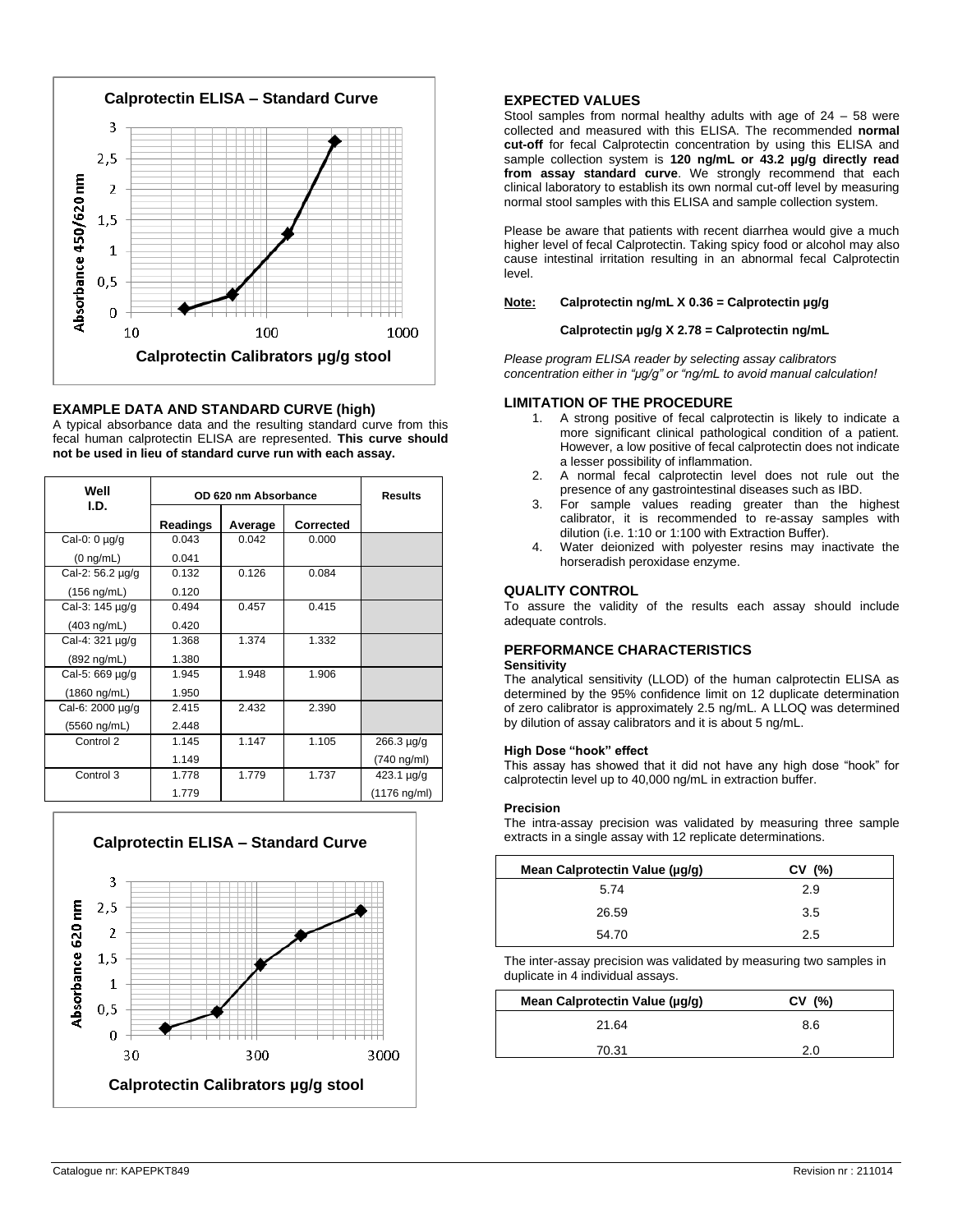Calprotectin ELISA – Standard Curve

Absorbance 450/620 nm

Calprotectin Calibrators µg/g stool

## EXAMPLE DATA AND STANDARD CURVE (high)

A typical absorbance data and the resulting standard curve from this fecal human calprotectin ELISA are represented. **This curve should not be used in lieu of standard curve run with each assay.**

| Well I.D. | OD 620 nm Absorbance | | | Results |
|---|---|---|---|---|
| | Readings | Average | Corrected | |
| Cal-0: 0 µg/g (0 ng/mL) | 0.043<br>0.041 | 0.042 | 0.000 | |
| Cal-2: 56.2 µg/g (156 ng/mL) | 0.132<br>0.120 | 0.126 | 0.084 | |
| Cal-3: 145 µg/g (403 ng/mL) | 0.494<br>0.420 | 0.457 | 0.415 | |
| Cal-4: 321 µg/g (892 ng/mL) | 1.368<br>1.380 | 1.374 | 1.332 | |
| Cal-5: 669 µg/g (1860 ng/mL) | 1.945<br>1.950 | 1.948 | 1.906 | |
| Cal-6: 2000 µg/g (5560 ng/mL) | 2.415<br>2.448 | 2.432 | 2.390 | |
| Control 2 | 1.145<br>1.149 | 1.147 | 1.105 | 266.3 µg/g (740 ng/ml) |
| Control 3 | 1.778<br>1.779 | 1.779 | 1.737 | 423.1 µg/g (1176 ng/ml) |

Calprotectin ELISA – Standard Curve

Absorbance 620 nm

Calprotectin Calibrators µg/g stool

## EXPECTED VALUES

Stool samples from normal healthy adults with age of 24 – 58 were collected and measured with this ELISA. The recommended **normal cut-off** for fecal Calprotectin concentration by using this ELISA and sample collection system is **120 ng/mL or 43.2 µg/g directly read from assay standard curve**. We strongly recommend that each clinical laboratory to establish its own normal cut-off level by measuring normal stool samples with this ELISA and sample collection system.

Please be aware that patients with recent diarrhea would give a much higher level of fecal Calprotectin. Taking spicy food or alcohol may also cause intestinal irritation resulting in an abnormal fecal Calprotectin level.

**Note:** **Calprotectin ng/mL X 0.36 = Calprotectin µg/g**

**Calprotectin µg/g X 2.78 = Calprotectin ng/mL**

*Please program ELISA reader by selecting assay calibrators concentration either in "µg/g" or "ng/mL to avoid manual calculation!*

## LIMITATION OF THE PROCEDURE

1. A strong positive of fecal calprotectin is likely to indicate a more significant clinical pathological condition of a patient. However, a low positive of fecal calprotectin does not indicate a lesser possibility of inflammation.
2. A normal fecal calprotectin level does not rule out the presence of any gastrointestinal diseases such as IBD.
3. For sample values reading greater than the highest calibrator, it is recommended to re-assay samples with dilution (i.e. 1:10 or 1:100 with Extraction Buffer).
4. Water deionized with polyester resins may inactivate the horseradish peroxidase enzyme.

## QUALITY CONTROL

To assure the validity of the results each assay should include adequate controls.

## PERFORMANCE CHARACTERISTICS

### Sensitivity

The analytical sensitivity (LLOD) of the human calprotectin ELISA as determined by the 95% confidence limit on 12 duplicate determination of zero calibrator is approximately 2.5 ng/mL. A LLOQ was determined by dilution of assay calibrators and it is about 5 ng/mL.

### High Dose "hook" effect

This assay has showed that it did not have any high dose "hook" for calprotectin level up to 40,000 ng/mL in extraction buffer.

### Precision

The intra-assay precision was validated by measuring three sample extracts in a single assay with 12 replicate determinations.

| Mean Calprotectin Value (µg/g) | CV (%) |
|---|---|
| 5.74 | 2.9 |
| 26.59 | 3.5 |
| 54.70 | 2.5 |

The inter-assay precision was validated by measuring two samples in duplicate in 4 individual assays.

| Mean Calprotectin Value (µg/g) | CV (%) |
|---|---|
| 21.64 | 8.6 |
| 70.31 | 2.0 |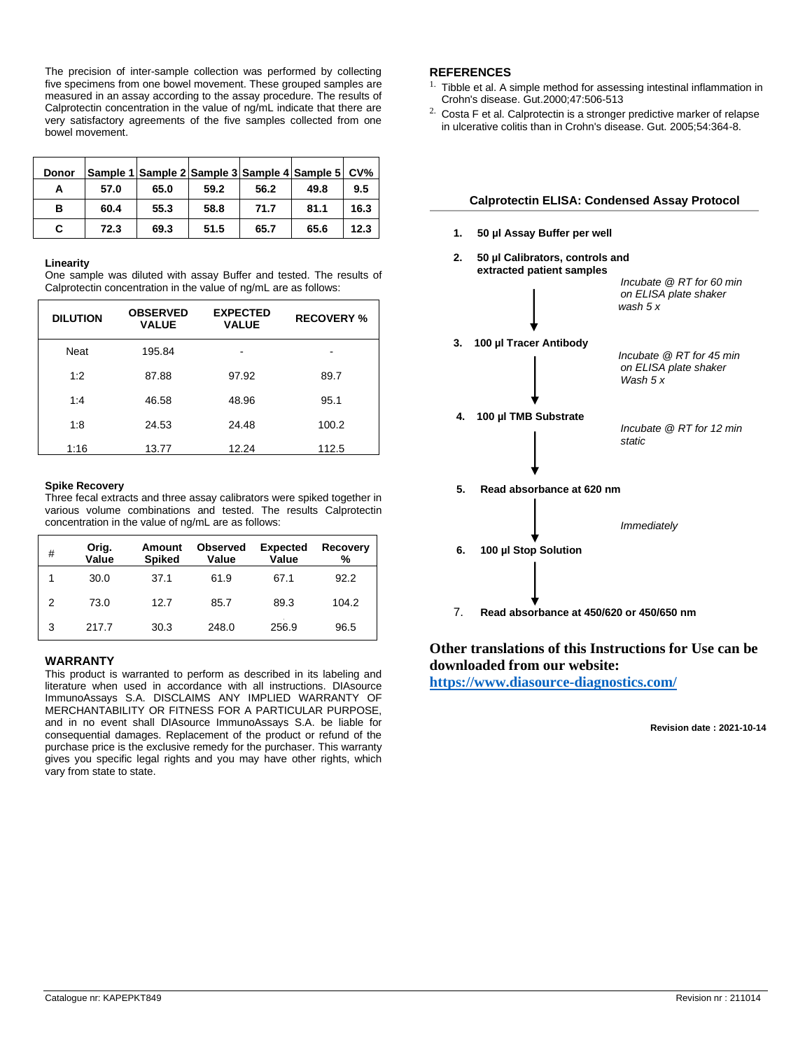The precision of inter-sample collection was performed by collecting five specimens from one bowel movement. These grouped samples are measured in an assay according to the assay procedure. The results of Calprotectin concentration in the value of ng/mL indicate that there are very satisfactory agreements of the five samples collected from one bowel movement.

| Donor | Sample 1 | Sample 2 | Sample 3 | Sample 4 | Sample 5 | CV% |
|---|---|---|---|---|---|---|
| A | 57.0 | 65.0 | 59.2 | 56.2 | 49.8 | 9.5 |
| B | 60.4 | 55.3 | 58.8 | 71.7 | 81.1 | 16.3 |
| C | 72.3 | 69.3 | 51.5 | 65.7 | 65.6 | 12.3 |

**Linearity**

One sample was diluted with assay Buffer and tested. The results of Calprotectin concentration in the value of ng/mL are as follows:

| DILUTION | OBSERVED VALUE | EXPECTED VALUE | RECOVERY % |
|---|---|---|---|
| Neat | 195.84 | - | - |
| 1:2 | 87.88 | 97.92 | 89.7 |
| 1:4 | 46.58 | 48.96 | 95.1 |
| 1:8 | 24.53 | 24.48 | 100.2 |
| 1:16 | 13.77 | 12.24 | 112.5 |

**Spike Recovery**

Three fecal extracts and three assay calibrators were spiked together in various volume combinations and tested. The results Calprotectin concentration in the value of ng/mL are as follows:

| # | Orig. Value | Amount Spiked | Observed Value | Expected Value | Recovery % |
|---|---|---|---|---|---|
| 1 | 30.0 | 37.1 | 61.9 | 67.1 | 92.2 |
| 2 | 73.0 | 12.7 | 85.7 | 89.3 | 104.2 |
| 3 | 217.7 | 30.3 | 248.0 | 256.9 | 96.5 |

## WARRANTY

This product is warranted to perform as described in its labeling and literature when used in accordance with all instructions. DIAsource ImmunoAssays S.A. DISCLAIMS ANY IMPLIED WARRANTY OF MERCHANTABILITY OR FITNESS FOR A PARTICULAR PURPOSE, and in no event shall DIAsource ImmunoAssays S.A. be liable for consequential damages. Replacement of the product or refund of the purchase price is the exclusive remedy for the purchaser. This warranty gives you specific legal rights and you may have other rights, which vary from state to state.

## REFERENCES

1. Tibble et al. A simple method for assessing intestinal inflammation in Crohn's disease. Gut.2000;47:506-513
2. Costa F et al. Calprotectin is a stronger predictive marker of relapse in ulcerative colitis than in Crohn's disease. Gut. 2005;54:364-8.

### Calprotectin ELISA: Condensed Assay Protocol

1. **50 µl Assay Buffer per well**
2. **50 µl Calibrators, controls and extracted patient samples**

   *Incubate @ RT for 60 min on ELISA plate shaker wash 5 x*

3. **100 µl Tracer Antibody**

   *Incubate @ RT for 45 min on ELISA plate shaker Wash 5 x*

4. **100 µl TMB Substrate**

   *Incubate @ RT for 12 min static*

5. **Read absorbance at 620 nm**

   *Immediately*

6. **100 µl Stop Solution**
7. **Read absorbance at 450/620 or 450/650 nm**

**Other translations of this Instructions for Use can be downloaded from our website:**
**https://www.diasource-diagnostics.com/**

**Revision date : 2021-10-14**

Catalogue nr: KAPEPKT849

Revision nr : 211014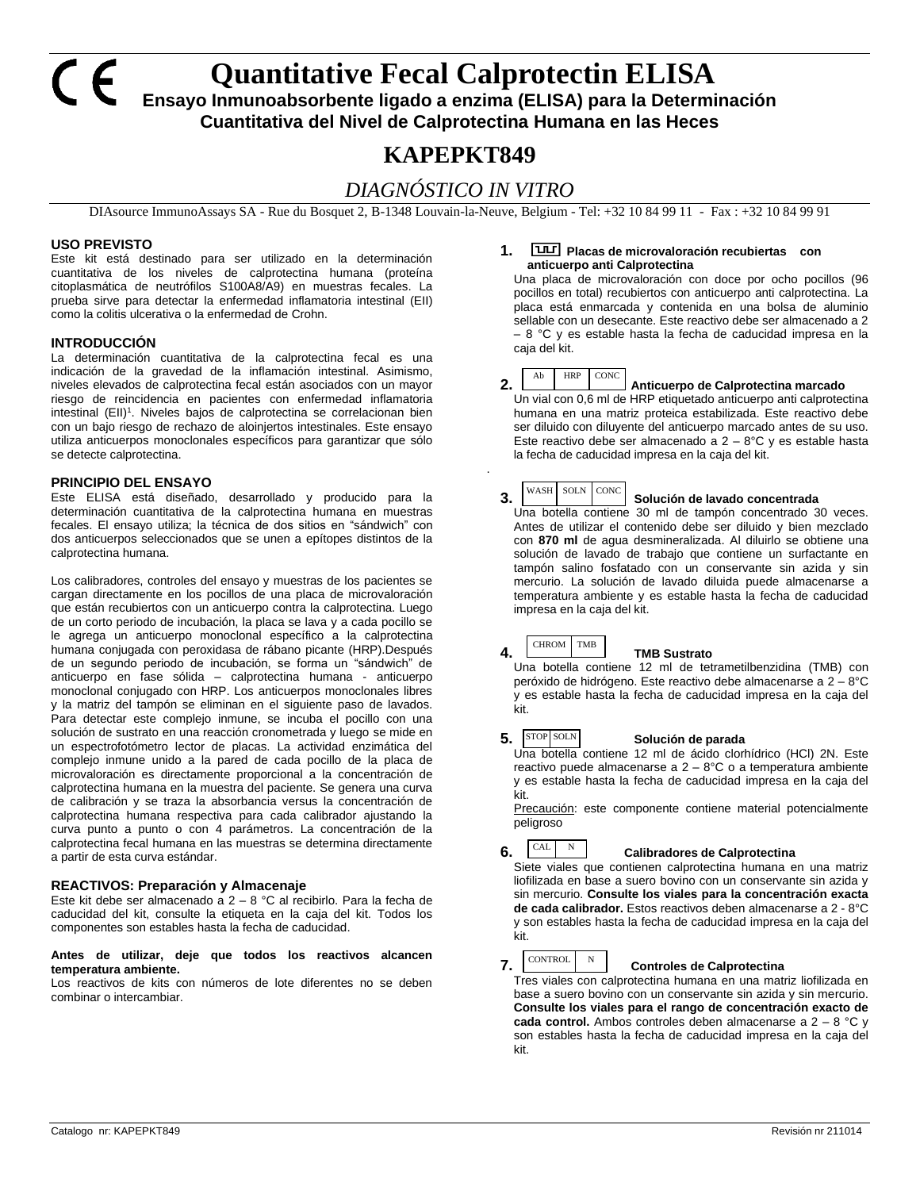# Quantitative Fecal Calprotectin ELISA

**Ensayo Inmunoabsorbente ligado a enzima (ELISA) para la Determinación Cuantitativa del Nivel de Calprotectina Humana en las Heces**

## KAPEPKT849

*DIAGNÓSTICO IN VITRO*

DIAsource ImmunoAssays SA - Rue du Bosquet 2, B-1348 Louvain-la-Neuve, Belgium - Tel: +32 10 84 99 11 - Fax : +32 10 84 99 91

### USO PREVISTO

Este kit está destinado para ser utilizado en la determinación cuantitativa de los niveles de calprotectina humana (proteína citoplasmática de neutrófilos S100A8/A9) en muestras fecales. La prueba sirve para detectar la enfermedad inflamatoria intestinal (EII) como la colitis ulcerativa o la enfermedad de Crohn.

### INTRODUCCIÓN

La determinación cuantitativa de la calprotectina fecal es una indicación de la gravedad de la inflamación intestinal. Asimismo, niveles elevados de calprotectina fecal están asociados con un mayor riesgo de reincidencia en pacientes con enfermedad inflamatoria intestinal (EII)[1]. Niveles bajos de calprotectina se correlacionan bien con un bajo riesgo de rechazo de aloinjertos intestinales. Este ensayo utiliza anticuerpos monoclonales específicos para garantizar que sólo se detecte calprotectina.

### PRINCIPIO DEL ENSAYO

Este ELISA está diseñado, desarrollado y producido para la determinación cuantitativa de la calprotectina humana en muestras fecales. El ensayo utiliza; la técnica de dos sitios en “sándwich” con dos anticuerpos seleccionados que se unen a epítopes distintos de la calprotectina humana.

Los calibradores, controles del ensayo y muestras de los pacientes se cargan directamente en los pocillos de una placa de microvaloración que están recubiertos con un anticuerpo contra la calprotectina. Luego de un corto periodo de incubación, la placa se lava y a cada pocillo se le agrega un anticuerpo monoclonal específico a la calprotectina humana conjugada con peroxidasa de rábano picante (HRP).Después de un segundo periodo de incubación, se forma un “sándwich” de anticuerpo en fase sólida – calprotectina humana - anticuerpo monoclonal conjugado con HRP. Los anticuerpos monoclonales libres y la matriz del tampón se eliminan en el siguiente paso de lavados. Para detectar este complejo inmune, se incuba el pocillo con una solución de sustrato en una reacción cronometrada y luego se mide en un espectrofotómetro lector de placas. La actividad enzimática del complejo inmune unido a la pared de cada pocillo de la placa de microvaloración es directamente proporcional a la concentración de calprotectina humana en la muestra del paciente. Se genera una curva de calibración y se traza la absorbancia versus la concentración de calprotectina humana respectiva para cada calibrador ajustando la curva punto a punto o con 4 parámetros. La concentración de la calprotectina fecal humana en las muestras se determina directamente a partir de esta curva estándar.

### REACTIVOS: Preparación y Almacenaje

Este kit debe ser almacenado a 2 – 8 °C al recibirlo. Para la fecha de caducidad del kit, consulte la etiqueta en la caja del kit. Todos los componentes son estables hasta la fecha de caducidad.

**Antes de utilizar, deje que todos los reactivos alcancen temperatura ambiente.**

Los reactivos de kits con números de lote diferentes no se deben combinar o intercambiar.

1. **Placas de microvaloración recubiertas con anticuerpo anti Calprotectina**
   Una placa de microvaloración con doce por ocho pocillos (96 pocillos en total) recubiertos con anticuerpo anti calprotectina. La placa está enmarcada y contenida en una bolsa de aluminio sellable con un desecante. Este reactivo debe ser almacenado a 2 – 8 °C y es estable hasta la fecha de caducidad impresa en la caja del kit.

2. Ab | HRP | CONC **Anticuerpo de Calprotectina marcado**
   Un vial con 0,6 ml de HRP etiquetado anticuerpo anti calprotectina humana en una matriz proteica estabilizada. Este reactivo debe ser diluido con diluyente del anticuerpo marcado antes de su uso. Este reactivo debe ser almacenado a 2 – 8°C y es estable hasta la fecha de caducidad impresa en la caja del kit.

3. WASH | SOLN | CONC **Solución de lavado concentrada**
   Una botella contiene 30 ml de tampón concentrado 30 veces. Antes de utilizar el contenido debe ser diluido y bien mezclado con **870 ml** de agua desmineralizada. Al diluirlo se obtiene una solución de lavado de trabajo que contiene un surfactante en tampón salino fosfatado con un conservante sin azida y sin mercurio. La solución de lavado diluida puede almacenarse a temperatura ambiente y es estable hasta la fecha de caducidad impresa en la caja del kit.

4. CHROM | TMB **TMB Sustrato**
   Una botella contiene 12 ml de tetrametilbenzidina (TMB) con peróxido de hidrógeno. Este reactivo debe almacenarse a 2 – 8°C y es estable hasta la fecha de caducidad impresa en la caja del kit.

5. STOP | SOLN **Solución de parada**
   Una botella contiene 12 ml de ácido clorhídrico (HCl) 2N. Este reactivo puede almacenarse a 2 – 8°C o a temperatura ambiente y es estable hasta la fecha de caducidad impresa en la caja del kit.
   Precaución: este componente contiene material potencialmente peligroso

6. CAL | N **Calibradores de Calprotectina**
   Siete viales que contienen calprotectina humana en una matriz liofilizada en base a suero bovino con un conservante sin azida y sin mercurio. **Consulte los viales para la concentración exacta de cada calibrador.** Estos reactivos deben almacenarse a 2 - 8°C y son estables hasta la fecha de caducidad impresa en la caja del kit.

7. CONTROL | N **Controles de Calprotectina**
   Tres viales con calprotectina humana en una matriz liofilizada en base a suero bovino con un conservante sin azida y sin mercurio. **Consulte los viales para el rango de concentración exacto de cada control.** Ambos controles deben almacenarse a 2 – 8 °C y son estables hasta la fecha de caducidad impresa en la caja del kit.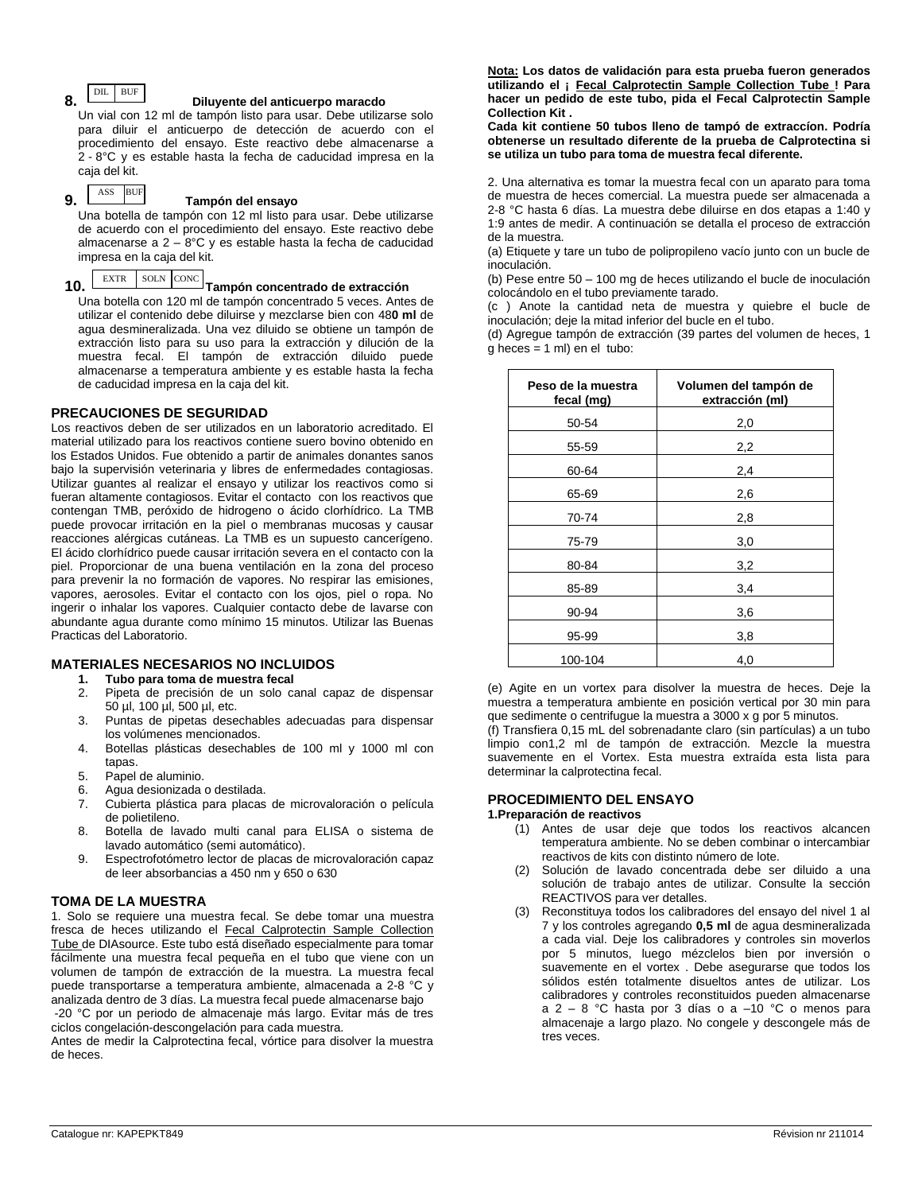**8.** DIL BUF **Diluyente del anticuerpo maracdo**

Un vial con 12 ml de tampón listo para usar. Debe utilizarse solo para diluir el anticuerpo de detección de acuerdo con el procedimiento del ensayo. Este reactivo debe almacenarse a 2 - 8°C y es estable hasta la fecha de caducidad impresa en la caja del kit.

**9.** ASS BUF **Tampón del ensayo**

Una botella de tampón con 12 ml listo para usar. Debe utilizarse de acuerdo con el procedimiento del ensayo. Este reactivo debe almacenarse a 2 – 8°C y es estable hasta la fecha de caducidad impresa en la caja del kit.

**10.** EXTR SOLN CONC **Tampón concentrado de extracción**

Una botella con 120 ml de tampón concentrado 5 veces. Antes de utilizar el contenido debe diluirse y mezclarse bien con 48**0 ml** de agua desmineralizada. Una vez diluido se obtiene un tampón de extracción listo para su uso para la extracción y dilución de la muestra fecal. El tampón de extracción diluido puede almacenarse a temperatura ambiente y es estable hasta la fecha de caducidad impresa en la caja del kit.

## PRECAUCIONES DE SEGURIDAD

Los reactivos deben de ser utilizados en un laboratorio acreditado. El material utilizado para los reactivos contiene suero bovino obtenido en los Estados Unidos. Fue obtenido a partir de animales donantes sanos bajo la supervisión veterinaria y libres de enfermedades contagiosas. Utilizar guantes al realizar el ensayo y utilizar los reactivos como si fueran altamente contagiosos. Evitar el contacto con los reactivos que contengan TMB, peróxido de hidrogeno o ácido clorhídrico. La TMB puede provocar irritación en la piel o membranas mucosas y causar reacciones alérgicas cutáneas. La TMB es un supuesto cancerígeno. El ácido clorhídrico puede causar irritación severa en el contacto con la piel. Proporcionar de una buena ventilación en la zona del proceso para prevenir la no formación de vapores. No respirar las emisiones, vapores, aerosoles. Evitar el contacto con los ojos, piel o ropa. No ingerir o inhalar los vapores. Cualquier contacto debe de lavarse con abundante agua durante como mínimo 15 minutos. Utilizar las Buenas Practicas del Laboratorio.

## MATERIALES NECESARIOS NO INCLUIDOS

1. **Tubo para toma de muestra fecal**
2. Pipeta de precisión de un solo canal capaz de dispensar 50 µl, 100 µl, 500 µl, etc.
3. Puntas de pipetas desechables adecuadas para dispensar los volúmenes mencionados.
4. Botellas plásticas desechables de 100 ml y 1000 ml con tapas.
5. Papel de aluminio.
6. Agua desionizada o destilada.
7. Cubierta plástica para placas de microvaloración o película de polietileno.
8. Botella de lavado multi canal para ELISA o sistema de lavado automático (semi automático).
9. Espectrofotómetro lector de placas de microvaloración capaz de leer absorbancias a 450 nm y 650 o 630

## TOMA DE LA MUESTRA

1. Solo se requiere una muestra fecal. Se debe tomar una muestra fresca de heces utilizando el Fecal Calprotectin Sample Collection Tube de DIAsource. Este tubo está diseñado especialmente para tomar fácilmente una muestra fecal pequeña en el tubo que viene con un volumen de tampón de extracción de la muestra. La muestra fecal puede transportarse a temperatura ambiente, almacenada a 2-8 °C y analizada dentro de 3 días. La muestra fecal puede almacenarse bajo -20 °C por un periodo de almacenaje más largo. Evitar más de tres ciclos congelación-descongelación para cada muestra.

Antes de medir la Calprotectina fecal, vórtice para disolver la muestra de heces.

**Nota: Los datos de validación para esta prueba fueron generados utilizando el ¡ Fecal Calprotectin Sample Collection Tube ! Para hacer un pedido de este tubo, pida el Fecal Calprotectin Sample Collection Kit .**

**Cada kit contiene 50 tubos lleno de tampó de extraccíon. Podría obtenerse un resultado diferente de la prueba de Calprotectina si se utiliza un tubo para toma de muestra fecal diferente.**

2. Una alternativa es tomar la muestra fecal con un aparato para toma de muestra de heces comercial. La muestra puede ser almacenada a 2-8 °C hasta 6 días. La muestra debe diluirse en dos etapas a 1:40 y 1:9 antes de medir. A continuación se detalla el proceso de extracción de la muestra.

(a) Etiquete y tare un tubo de polipropileno vacío junto con un bucle de inoculación.

(b) Pese entre 50 – 100 mg de heces utilizando el bucle de inoculación colocándolo en el tubo previamente tarado.

(c ) Anote la cantidad neta de muestra y quiebre el bucle de inoculación; deje la mitad inferior del bucle en el tubo.

(d) Agregue tampón de extracción (39 partes del volumen de heces, 1 g heces = 1 ml) en el tubo:

| Peso de la muestra fecal (mg) | Volumen del tampón de extracción (ml) |
|---|---|
| 50-54 | 2,0 |
| 55-59 | 2,2 |
| 60-64 | 2,4 |
| 65-69 | 2,6 |
| 70-74 | 2,8 |
| 75-79 | 3,0 |
| 80-84 | 3,2 |
| 85-89 | 3,4 |
| 90-94 | 3,6 |
| 95-99 | 3,8 |
| 100-104 | 4,0 |

(e) Agite en un vortex para disolver la muestra de heces. Deje la muestra a temperatura ambiente en posición vertical por 30 min para que sedimente o centrifugue la muestra a 3000 x g por 5 minutos.

(f) Transfiera 0,15 mL del sobrenadante claro (sin partículas) a un tubo limpio con1,2 ml de tampón de extracción. Mezcle la muestra suavemente en el Vortex. Esta muestra extraída esta lista para determinar la calprotectina fecal.

## PROCEDIMIENTO DEL ENSAYO

**1.Preparación de reactivos**

(1) Antes de usar deje que todos los reactivos alcancen temperatura ambiente. No se deben combinar o intercambiar reactivos de kits con distinto número de lote.

(2) Solución de lavado concentrada debe ser diluido a una solución de trabajo antes de utilizar. Consulte la sección REACTIVOS para ver detalles.

(3) Reconstituya todos los calibradores del ensayo del nivel 1 al 7 y los controles agregando **0,5 ml** de agua desmineralizada a cada vial. Deje los calibradores y controles sin moverlos por 5 minutos, luego mézclelos bien por inversión o suavemente en el vortex . Debe asegurarse que todos los sólidos estén totalmente disueltos antes de utilizar. Los calibradores y controles reconstituidos pueden almacenarse a 2 – 8 °C hasta por 3 días o a –10 °C o menos para almacenaje a largo plazo. No congele y descongele más de tres veces.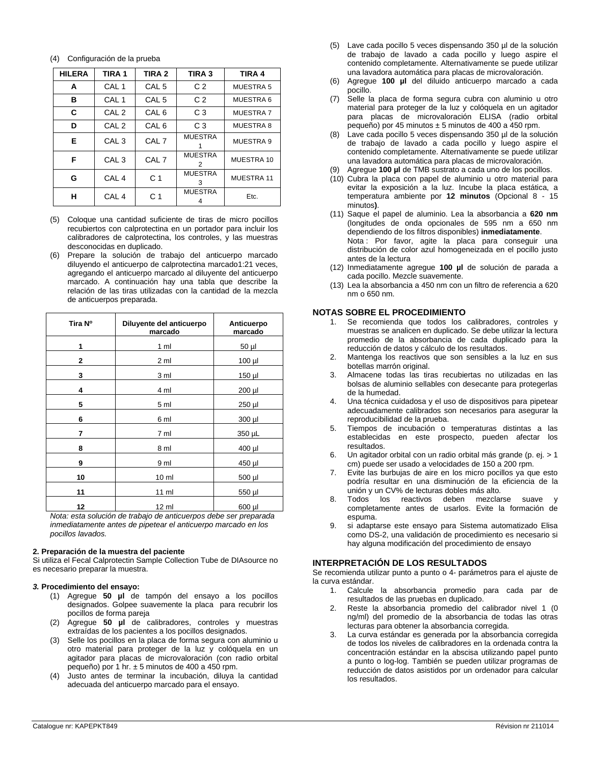(4) Configuración de la prueba

| HILERA | TIRA 1 | TIRA 2 | TIRA 3 | TIRA 4 |
|---|---|---|---|---|
| A | CAL 1 | CAL 5 | C 2 | MUESTRA 5 |
| B | CAL 1 | CAL 5 | C 2 | MUESTRA 6 |
| C | CAL 2 | CAL 6 | C 3 | MUESTRA 7 |
| D | CAL 2 | CAL 6 | C 3 | MUESTRA 8 |
| E | CAL 3 | CAL 7 | MUESTRA 1 | MUESTRA 9 |
| F | CAL 3 | CAL 7 | MUESTRA 2 | MUESTRA 10 |
| G | CAL 4 | C 1 | MUESTRA 3 | MUESTRA 11 |
| H | CAL 4 | C 1 | MUESTRA 4 | Etc. |

(5) Coloque una cantidad suficiente de tiras de micro pocillos recubiertos con calprotectina en un portador para incluir los calibradores de calprotectina, los controles, y las muestras desconocidas en duplicado.

(6) Prepare la solución de trabajo del anticuerpo marcado diluyendo el anticuerpo de calprotectina marcado1:21 veces, agregando el anticuerpo marcado al diluyente del anticuerpo marcado. A continuación hay una tabla que describe la relación de las tiras utilizadas con la cantidad de la mezcla de anticuerpos preparada.

| Tira Nº | Diluyente del anticuerpo marcado | Anticuerpo marcado |
|---|---|---|
| 1 | 1 ml | 50 µl |
| 2 | 2 ml | 100 µl |
| 3 | 3 ml | 150 µl |
| 4 | 4 ml | 200 µl |
| 5 | 5 ml | 250 µl |
| 6 | 6 ml | 300 µl |
| 7 | 7 ml | 350 µL |
| 8 | 8 ml | 400 µl |
| 9 | 9 ml | 450 µl |
| 10 | 10 ml | 500 µl |
| 11 | 11 ml | 550 µl |
| 12 | 12 ml | 600 µl |

*Nota: esta solución de trabajo de anticuerpos debe ser preparada inmediatamente antes de pipetear el anticuerpo marcado en los pocillos lavados.*

**2. Preparación de la muestra del paciente**

Si utiliza el Fecal Calprotectin Sample Collection Tube de DIAsource no es necesario preparar la muestra.

***3.* Procedimiento del ensayo:**

(1) Agregue **50 µl** de tampón del ensayo a los pocillos designados. Golpee suavemente la placa para recubrir los pocillos de forma pareja

(2) Agregue **50 µl** de calibradores, controles y muestras extraídas de los pacientes a los pocillos designados.

(3) Selle los pocillos en la placa de forma segura con aluminio u otro material para proteger de la luz y colóquela en un agitador para placas de microvaloración (con radio orbital pequeño) por 1 hr. ± 5 minutos de 400 a 450 rpm.

(4) Justo antes de terminar la incubación, diluya la cantidad adecuada del anticuerpo marcado para el ensayo.

(5) Lave cada pocillo 5 veces dispensando 350 µl de la solución de trabajo de lavado a cada pocillo y luego aspire el contenido completamente. Alternativamente se puede utilizar una lavadora automática para placas de microvaloración.

(6) Agregue **100 µl** del diluido anticuerpo marcado a cada pocillo.

(7) Selle la placa de forma segura cubra con aluminio u otro material para proteger de la luz y colóquela en un agitador para placas de microvaloración ELISA (radio orbital pequeño) por 45 minutos ± 5 minutos de 400 a 450 rpm.

(8) Lave cada pocillo 5 veces dispensando 350 µl de la solución de trabajo de lavado a cada pocillo y luego aspire el contenido completamente. Alternativamente se puede utilizar una lavadora automática para placas de microvaloración.

(9) Agregue **100 µl** de TMB sustrato a cada uno de los pocillos.

(10) Cubra la placa con papel de aluminio u otro material para evitar la exposición a la luz. Incube la placa estática, a temperatura ambiente por **12 minutos** (Opcional 8 - 15 minutos**)**.

(11) Saque el papel de aluminio. Lea la absorbancia a **620 nm** (longitudes de onda opcionales de 595 nm a 650 nm dependiendo de los filtros disponibles) **inmediatamente**.
Nota : Por favor, agite la placa para conseguir una distribución de color azul homogeneizada en el pocillo justo antes de la lectura

(12) Inmediatamente agregue **100 µl** de solución de parada a cada pocillo. Mezcle suavemente.

(13) Lea la absorbancia a 450 nm con un filtro de referencia a 620 nm o 650 nm.

## NOTAS SOBRE EL PROCEDIMIENTO

1. Se recomienda que todos los calibradores, controles y muestras se analicen en duplicado. Se debe utilizar la lectura promedio de la absorbancia de cada duplicado para la reducción de datos y cálculo de los resultados.
2. Mantenga los reactivos que son sensibles a la luz en sus botellas marrón original.
3. Almacene todas las tiras recubiertas no utilizadas en las bolsas de aluminio sellables con desecante para protegerlas de la humedad.
4. Una técnica cuidadosa y el uso de dispositivos para pipetear adecuadamente calibrados son necesarios para asegurar la reproducibilidad de la prueba.
5. Tiempos de incubación o temperaturas distintas a las establecidas en este prospecto, pueden afectar los resultados.
6. Un agitador orbital con un radio orbital más grande (p. ej. > 1 cm) puede ser usado a velocidades de 150 a 200 rpm.
7. Evite las burbujas de aire en los micro pocillos ya que esto podría resultar en una disminución de la eficiencia de la unión y un CV% de lecturas dobles más alto.
8. Todos los reactivos deben mezclarse suave y completamente antes de usarlos. Evite la formación de espuma.
9. si adaptarse este ensayo para Sistema automatizado Elisa como DS-2, una validación de procedimiento es necesario si hay alguna modificación del procedimiento de ensayo

## INTERPRETACIÓN DE LOS RESULTADOS

Se recomienda utilizar punto a punto o 4- parámetros para el ajuste de la curva estándar.

1. Calcule la absorbancia promedio para cada par de resultados de las pruebas en duplicado.
2. Reste la absorbancia promedio del calibrador nivel 1 (0 ng/ml) del promedio de la absorbancia de todas las otras lecturas para obtener la absorbancia corregida.
3. La curva estándar es generada por la absorbancia corregida de todos los niveles de calibradores en la ordenada contra la concentración estándar en la abscisa utilizando papel punto a punto o log-log. También se pueden utilizar programas de reducción de datos asistidos por un ordenador para calcular los resultados.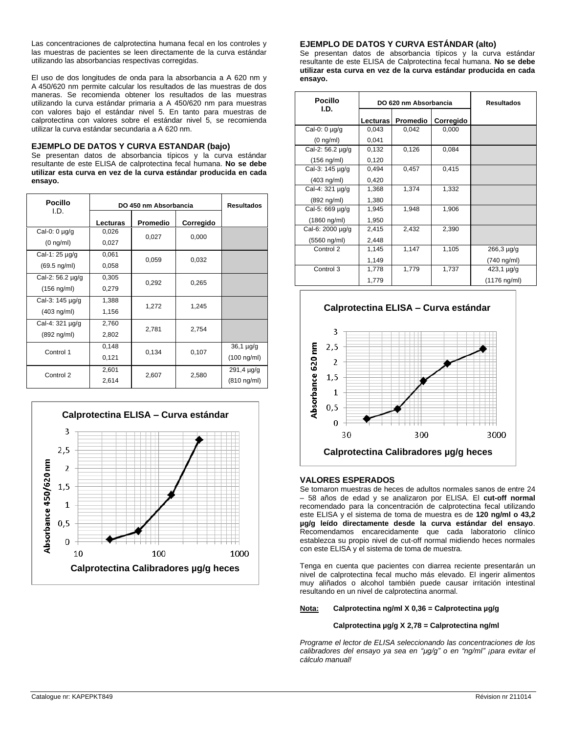Las concentraciones de calprotectina humana fecal en los controles y las muestras de pacientes se leen directamente de la curva estándar utilizando las absorbancias respectivas corregidas.

El uso de dos longitudes de onda para la absorbancia a A 620 nm y A 450/620 nm permite calcular los resultados de las muestras de dos maneras. Se recomienda obtener los resultados de las muestras utilizando la curva estándar primaria a A 450/620 nm para muestras con valores bajo el estándar nivel 5. En tanto para muestras de calprotectina con valores sobre el estándar nivel 5, se recomienda utilizar la curva estándar secundaria a A 620 nm.

## EJEMPLO DE DATOS Y CURVA ESTANDAR (bajo)

Se presentan datos de absorbancia típicos y la curva estándar resultante de este ELISA de calprotectina fecal humana. **No se debe utilizar esta curva en vez de la curva estándar producida en cada ensayo.**

| Pocillo I.D. | DO 450 nm Absorbancia | | | Resultados |
|---|---|---|---|---|
| | Lecturas | Promedio | Corregido | |
| Cal-0: 0 µg/g (0 ng/ml) | 0,026<br>0,027 | 0,027 | 0,000 | |
| Cal-1: 25 µg/g (69.5 ng/ml) | 0,061<br>0,058 | 0,059 | 0,032 | |
| Cal-2: 56.2 µg/g (156 ng/ml) | 0,305<br>0,279 | 0,292 | 0,265 | |
| Cal-3: 145 µg/g (403 ng/ml) | 1,388<br>1,156 | 1,272 | 1,245 | |
| Cal-4: 321 µg/g (892 ng/ml) | 2,760<br>2,802 | 2,781 | 2,754 | |
| Control 1 | 0,148<br>0,121 | 0,134 | 0,107 | 36,1 µg/g (100 ng/ml) |
| Control 2 | 2,601<br>2,614 | 2,607 | 2,580 | 291,4 µg/g (810 ng/ml) |

**Calprotectina ELISA – Curva estándar**

Absorbance 450/620 nm vs. Calprotectina Calibradores µg/g heces

## EJEMPLO DE DATOS Y CURVA ESTÁNDAR (alto)

Se presentan datos de absorbancia típicos y la curva estándar resultante de este ELISA de Calprotectina fecal humana. **No se debe utilizar esta curva en vez de la curva estándar producida en cada ensayo.**

| Pocillo I.D. | DO 620 nm Absorbancia | | | Resultados |
|---|---|---|---|---|
| | Lecturas | Promedio | Corregido | |
| Cal-0: 0 µg/g (0 ng/ml) | 0,043<br>0,041 | 0,042 | 0,000 | |
| Cal-2: 56.2 µg/g (156 ng/ml) | 0,132<br>0,120 | 0,126 | 0,084 | |
| Cal-3: 145 µg/g (403 ng/ml) | 0,494<br>0,420 | 0,457 | 0,415 | |
| Cal-4: 321 µg/g (892 ng/ml) | 1,368<br>1,380 | 1,374 | 1,332 | |
| Cal-5: 669 µg/g (1860 ng/ml) | 1,945<br>1,950 | 1,948 | 1,906 | |
| Cal-6: 2000 µg/g (5560 ng/ml) | 2,415<br>2,448 | 2,432 | 2,390 | |
| Control 2 | 1,145<br>1,149 | 1,147 | 1,105 | 266,3 µg/g (740 ng/ml) |
| Control 3 | 1,778<br>1,779 | 1,779 | 1,737 | 423,1 µg/g (1176 ng/ml) |

**Calprotectina ELISA – Curva estándar**

Absorbance 620 nm vs. Calprotectina Calibradores µg/g heces

## VALORES ESPERADOS

Se tomaron muestras de heces de adultos normales sanos de entre 24 – 58 años de edad y se analizaron por ELISA. El **cut-off normal** recomendado para la concentración de calprotectina fecal utilizando este ELISA y el sistema de toma de muestra es de **120 ng/ml o 43,2 µg/g leído directamente desde la curva estándar del ensayo**. Recomendamos encarecidamente que cada laboratorio clínico establezca su propio nivel de cut-off normal midiendo heces normales con este ELISA y el sistema de toma de muestra.

Tenga en cuenta que pacientes con diarrea reciente presentarán un nivel de calprotectina fecal mucho más elevado. El ingerir alimentos muy aliñados o alcohol también puede causar irritación intestinal resultando en un nivel de calprotectina anormal.

**Nota:** **Calprotectina ng/ml X 0,36 = Calprotectina µg/g**

**Calprotectina µg/g X 2,78 = Calprotectina ng/ml**

*Programe el lector de ELISA seleccionando las concentraciones de los calibradores del ensayo ya sea en "µg/g" o en "ng/ml" ¡para evitar el cálculo manual!*

Catalogue nr: KAPEPKT849 Révision nr 211014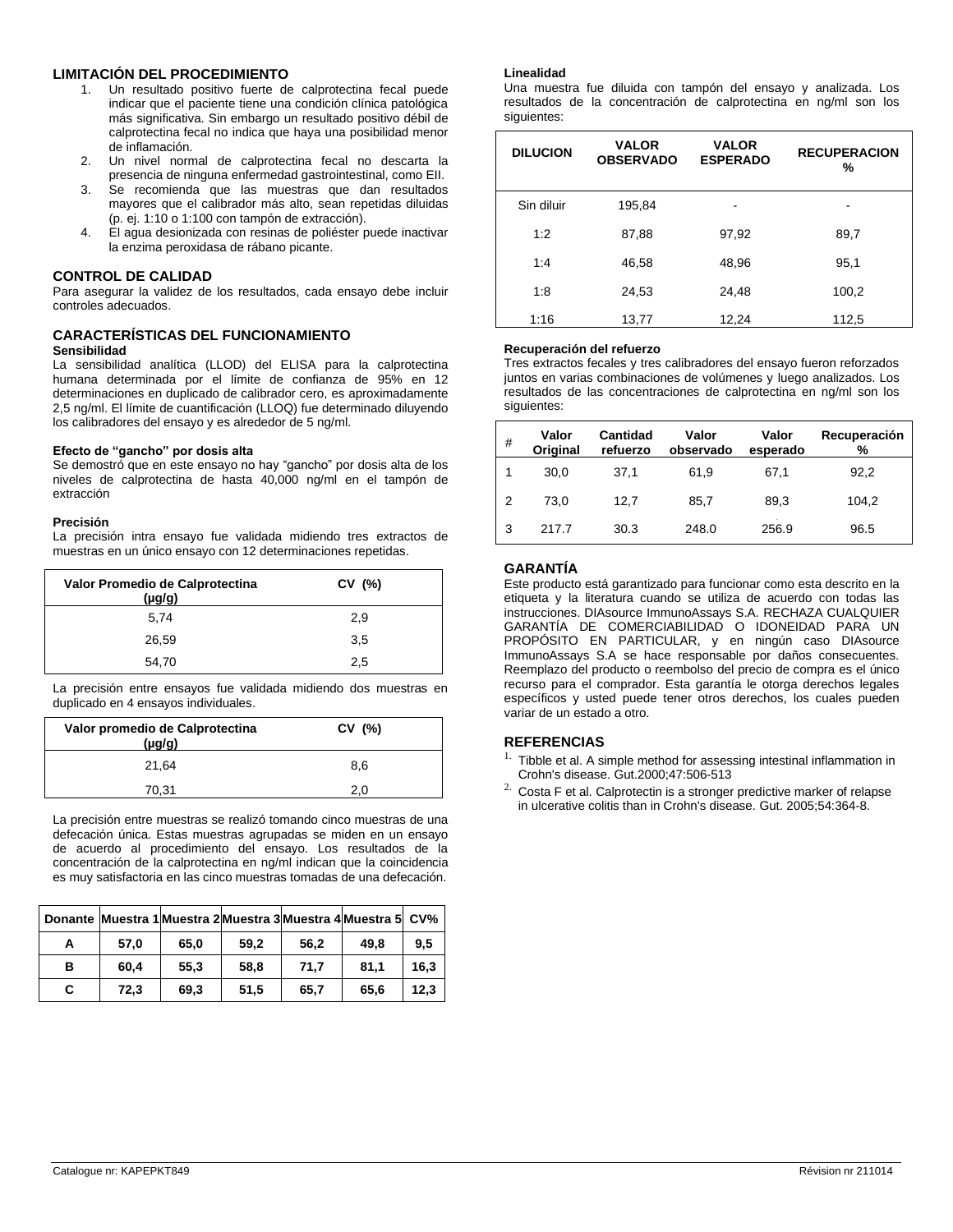## LIMITACIÓN DEL PROCEDIMIENTO

1. Un resultado positivo fuerte de calprotectina fecal puede indicar que el paciente tiene una condición clínica patológica más significativa. Sin embargo un resultado positivo débil de calprotectina fecal no indica que haya una posibilidad menor de inflamación.
2. Un nivel normal de calprotectina fecal no descarta la presencia de ninguna enfermedad gastrointestinal, como EII.
3. Se recomienda que las muestras que dan resultados mayores que el calibrador más alto, sean repetidas diluidas (p. ej. 1:10 o 1:100 con tampón de extracción).
4. El agua desionizada con resinas de poliéster puede inactivar la enzima peroxidasa de rábano picante.

## CONTROL DE CALIDAD

Para asegurar la validez de los resultados, cada ensayo debe incluir controles adecuados.

## CARACTERÍSTICAS DEL FUNCIONAMIENTO

**Sensibilidad**

La sensibilidad analítica (LLOD) del ELISA para la calprotectina humana determinada por el límite de confianza de 95% en 12 determinaciones en duplicado de calibrador cero, es aproximadamente 2,5 ng/ml. El límite de cuantificación (LLOQ) fue determinado diluyendo los calibradores del ensayo y es alrededor de 5 ng/ml.

**Efecto de "gancho" por dosis alta**

Se demostró que en este ensayo no hay "gancho" por dosis alta de los niveles de calprotectina de hasta 40,000 ng/ml en el tampón de extracción

**Precisión**

La precisión intra ensayo fue validada midiendo tres extractos de muestras en un único ensayo con 12 determinaciones repetidas.

| Valor Promedio de Calprotectina (µg/g) | CV (%) |
|---|---|
| 5,74 | 2,9 |
| 26,59 | 3,5 |
| 54,70 | 2,5 |

La precisión entre ensayos fue validada midiendo dos muestras en duplicado en 4 ensayos individuales.

| Valor promedio de Calprotectina (µg/g) | CV (%) |
|---|---|
| 21,64 | 8,6 |
| 70,31 | 2,0 |

La precisión entre muestras se realizó tomando cinco muestras de una defecación única. Estas muestras agrupadas se miden en un ensayo de acuerdo al procedimiento del ensayo. Los resultados de la concentración de la calprotectina en ng/ml indican que la coincidencia es muy satisfactoria en las cinco muestras tomadas de una defecación.

| Donante | Muestra 1 | Muestra 2 | Muestra 3 | Muestra 4 | Muestra 5 | CV% |
|---|---|---|---|---|---|---|
| **A** | **57,0** | **65,0** | **59,2** | **56,2** | **49,8** | **9,5** |
| **B** | **60,4** | **55,3** | **58,8** | **71,7** | **81,1** | **16,3** |
| **C** | **72,3** | **69,3** | **51,5** | **65,7** | **65,6** | **12,3** |

**Linealidad**

Una muestra fue diluida con tampón del ensayo y analizada. Los resultados de la concentración de calprotectina en ng/ml son los siguientes:

| DILUCION | VALOR OBSERVADO | VALOR ESPERADO | RECUPERACION % |
|---|---|---|---|
| Sin diluir | 195,84 | - | - |
| 1:2 | 87,88 | 97,92 | 89,7 |
| 1:4 | 46,58 | 48,96 | 95,1 |
| 1:8 | 24,53 | 24,48 | 100,2 |
| 1:16 | 13,77 | 12,24 | 112,5 |

**Recuperación del refuerzo**

Tres extractos fecales y tres calibradores del ensayo fueron reforzados juntos en varias combinaciones de volúmenes y luego analizados. Los resultados de las concentraciones de calprotectina en ng/ml son los siguientes:

| # | Valor Original | Cantidad refuerzo | Valor observado | Valor esperado | Recuperación % |
|---|---|---|---|---|---|
| 1 | 30,0 | 37,1 | 61,9 | 67,1 | 92,2 |
| 2 | 73,0 | 12,7 | 85,7 | 89,3 | 104,2 |
| 3 | 217.7 | 30.3 | 248.0 | 256.9 | 96.5 |

## GARANTÍA

Este producto está garantizado para funcionar como esta descrito en la etiqueta y la literatura cuando se utiliza de acuerdo con todas las instrucciones. DIAsource ImmunoAssays S.A. RECHAZA CUALQUIER GARANTÍA DE COMERCIABILIDAD O IDONEIDAD PARA UN PROPÓSITO EN PARTICULAR, y en ningún caso DIAsource ImmunoAssays S.A se hace responsable por daños consecuentes. Reemplazo del producto o reembolso del precio de compra es el único recurso para el comprador. Esta garantía le otorga derechos legales específicos y usted puede tener otros derechos, los cuales pueden variar de un estado a otro.

## REFERENCIAS

1. Tibble et al. A simple method for assessing intestinal inflammation in Crohn's disease. Gut.2000;47:506-513
2. Costa F et al. Calprotectin is a stronger predictive marker of relapse in ulcerative colitis than in Crohn's disease. Gut. 2005;54:364-8.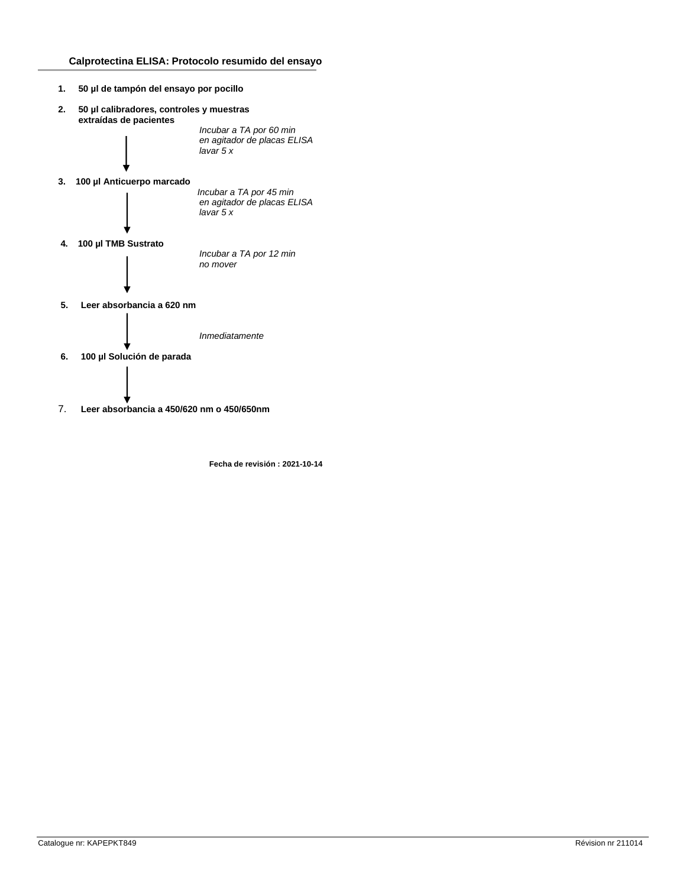## Calprotectina ELISA: Protocolo resumido del ensayo

1. **50 µl de tampón del ensayo por pocillo**
2. **50 µl calibradores, controles y muestras extraídas de pacientes**

   *Incubar a TA por 60 min*
   *en agitador de placas ELISA*
   *lavar 5 x*

3. **100 µl Anticuerpo marcado**

   *Incubar a TA por 45 min*
   *en agitador de placas ELISA*
   *lavar 5 x*

4. **100 µl TMB Sustrato**

   *Incubar a TA por 12 min*
   *no mover*

5. **Leer absorbancia a 620 nm**

   *Inmediatamente*

6. **100 µl Solución de parada**
7. **Leer absorbancia a 450/620 nm o 450/650nm**

**Fecha de revisión : 2021-10-14**

Catalogue nr: KAPEPKT849

Révision nr 211014